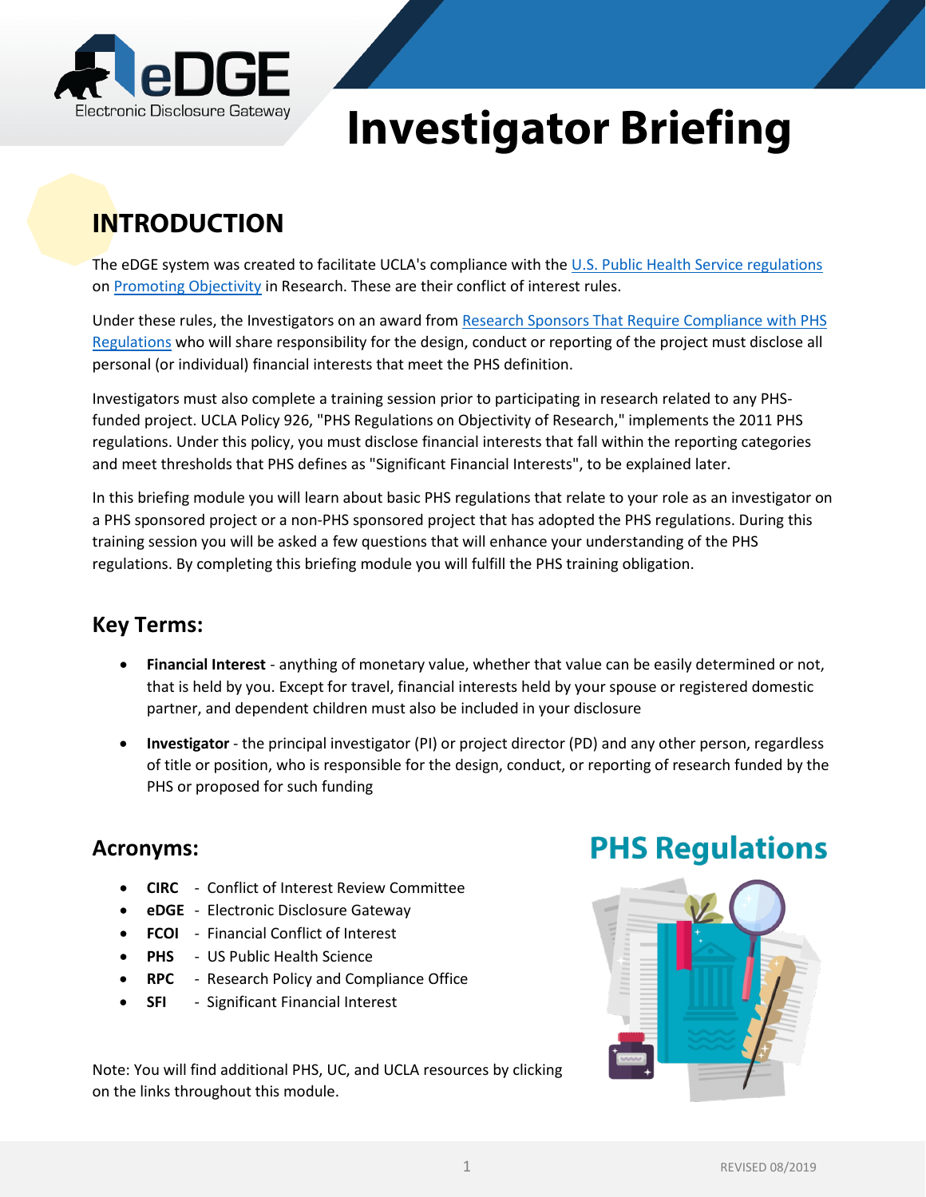# Investigator Briefing

## INTRODUCTION

The eDGE system was created to facilitate UCLA's compliance with the U.S. Public Health Service regulations on Promoting Objectivity in Research. These are their conflict of interest rules.

Under these rules, the Investigators on an award from Research Sponsors That Require Compliance with PHS Regulations who will share responsibility for the design, conduct or reporting of the project must disclose all personal (or individual) financial interests that meet the PHS definition.

Investigators must also complete a training session prior to participating in research related to any PHS-funded project. UCLA Policy 926, "PHS Regulations on Objectivity of Research," implements the 2011 PHS regulations. Under this policy, you must disclose financial interests that fall within the reporting categories and meet thresholds that PHS defines as "Significant Financial Interests", to be explained later.

In this briefing module you will learn about basic PHS regulations that relate to your role as an investigator on a PHS sponsored project or a non-PHS sponsored project that has adopted the PHS regulations. During this training session you will be asked a few questions that will enhance your understanding of the PHS regulations. By completing this briefing module you will fulfill the PHS training obligation.

### Key Terms:

- **Financial Interest** - anything of monetary value, whether that value can be easily determined or not, that is held by you. Except for travel, financial interests held by your spouse or registered domestic partner, and dependent children must also be included in your disclosure
- **Investigator** - the principal investigator (PI) or project director (PD) and any other person, regardless of title or position, who is responsible for the design, conduct, or reporting of research funded by the PHS or proposed for such funding

### Acronyms:

- **CIRC** - Conflict of Interest Review Committee
- **eDGE** - Electronic Disclosure Gateway
- **FCOI** - Financial Conflict of Interest
- **PHS** - US Public Health Science
- **RPC** - Research Policy and Compliance Office
- **SFI** - Significant Financial Interest

Note: You will find additional PHS, UC, and UCLA resources by clicking on the links throughout this module.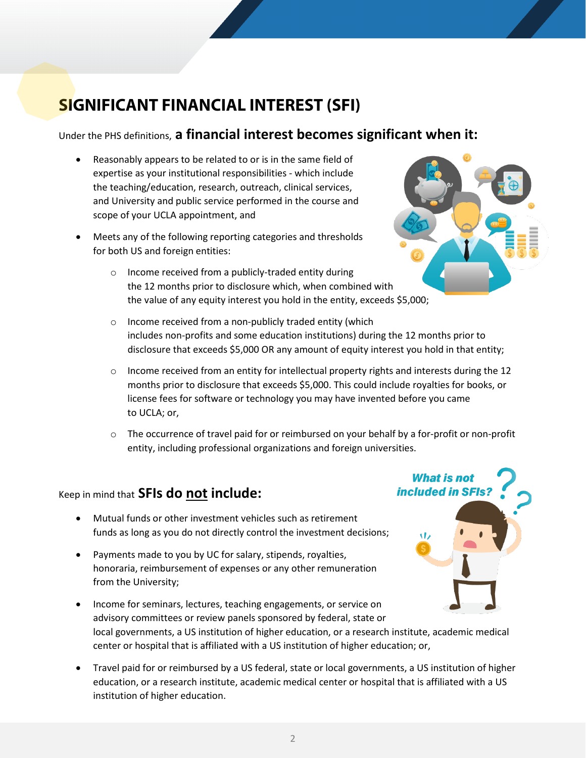# SIGNIFICANT FINANCIAL INTEREST (SFI)

Under the PHS definitions, **a financial interest becomes significant when it:**

- Reasonably appears to be related to or is in the same field of expertise as your institutional responsibilities - which include the teaching/education, research, outreach, clinical services, and University and public service performed in the course and scope of your UCLA appointment, and
- Meets any of the following reporting categories and thresholds for both US and foreign entities:
  - Income received from a publicly-traded entity during the 12 months prior to disclosure which, when combined with the value of any equity interest you hold in the entity, exceeds $5,000;
  - Income received from a non-publicly traded entity (which includes non-profits and some education institutions) during the 12 months prior to disclosure that exceeds $5,000 OR any amount of equity interest you hold in that entity;
  - Income received from an entity for intellectual property rights and interests during the 12 months prior to disclosure that exceeds $5,000. This could include royalties for books, or license fees for software or technology you may have invented before you came to UCLA; or,
  - The occurrence of travel paid for or reimbursed on your behalf by a for-profit or non-profit entity, including professional organizations and foreign universities.

Keep in mind that **SFIs do <u>not</u> include:**

- Mutual funds or other investment vehicles such as retirement funds as long as you do not directly control the investment decisions;
- Payments made to you by UC for salary, stipends, royalties, honoraria, reimbursement of expenses or any other remuneration from the University;
- Income for seminars, lectures, teaching engagements, or service on advisory committees or review panels sponsored by federal, state or local governments, a US institution of higher education, or a research institute, academic medical center or hospital that is affiliated with a US institution of higher education; or,
- Travel paid for or reimbursed by a US federal, state or local governments, a US institution of higher education, or a research institute, academic medical center or hospital that is affiliated with a US institution of higher education.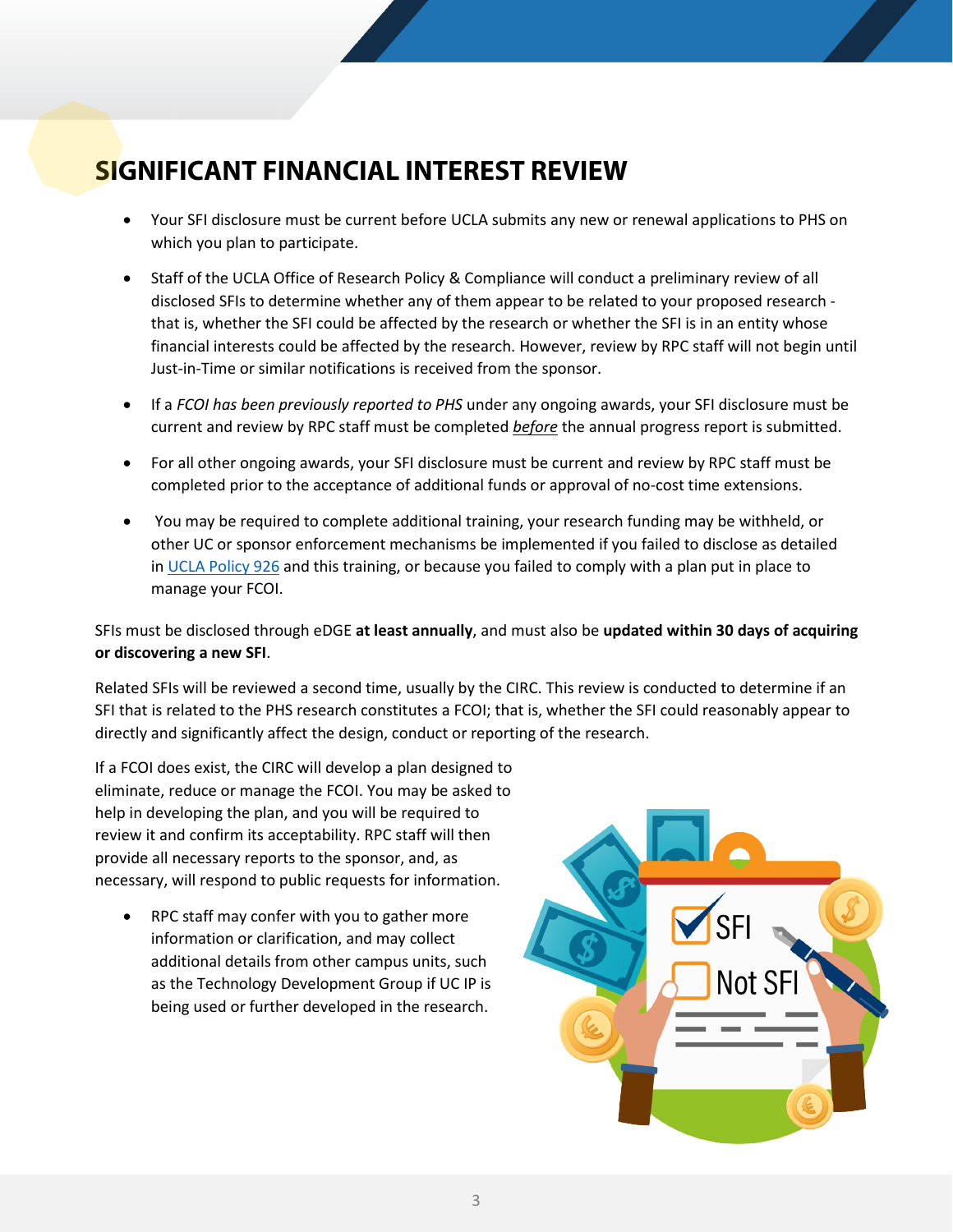# SIGNIFICANT FINANCIAL INTEREST REVIEW

- Your SFI disclosure must be current before UCLA submits any new or renewal applications to PHS on which you plan to participate.
- Staff of the UCLA Office of Research Policy & Compliance will conduct a preliminary review of all disclosed SFIs to determine whether any of them appear to be related to your proposed research - that is, whether the SFI could be affected by the research or whether the SFI is in an entity whose financial interests could be affected by the research. However, review by RPC staff will not begin until Just-in-Time or similar notifications is received from the sponsor.
- If a *FCOI has been previously reported to PHS* under any ongoing awards, your SFI disclosure must be current and review by RPC staff must be completed ***before*** the annual progress report is submitted.
- For all other ongoing awards, your SFI disclosure must be current and review by RPC staff must be completed prior to the acceptance of additional funds or approval of no-cost time extensions.
- You may be required to complete additional training, your research funding may be withheld, or other UC or sponsor enforcement mechanisms be implemented if you failed to disclose as detailed in UCLA Policy 926 and this training, or because you failed to comply with a plan put in place to manage your FCOI.

SFIs must be disclosed through eDGE **at least annually**, and must also be **updated within 30 days of acquiring or discovering a new SFI**.

Related SFIs will be reviewed a second time, usually by the CIRC. This review is conducted to determine if an SFI that is related to the PHS research constitutes a FCOI; that is, whether the SFI could reasonably appear to directly and significantly affect the design, conduct or reporting of the research.

If a FCOI does exist, the CIRC will develop a plan designed to eliminate, reduce or manage the FCOI. You may be asked to help in developing the plan, and you will be required to review it and confirm its acceptability. RPC staff will then provide all necessary reports to the sponsor, and, as necessary, will respond to public requests for information.

- RPC staff may confer with you to gather more information or clarification, and may collect additional details from other campus units, such as the Technology Development Group if UC IP is being used or further developed in the research.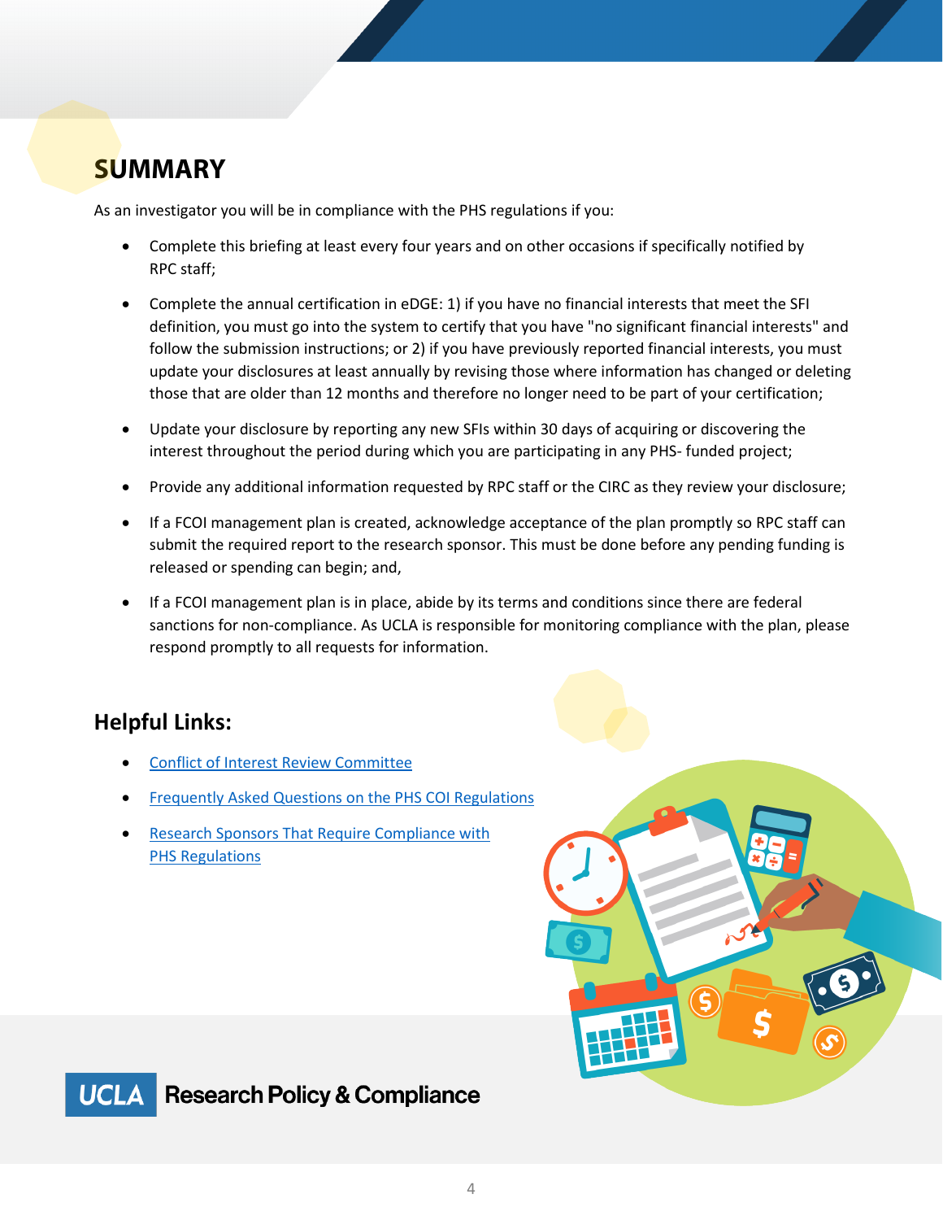## SUMMARY

As an investigator you will be in compliance with the PHS regulations if you:

- Complete this briefing at least every four years and on other occasions if specifically notified by RPC staff;
- Complete the annual certification in eDGE: 1) if you have no financial interests that meet the SFI definition, you must go into the system to certify that you have "no significant financial interests" and follow the submission instructions; or 2) if you have previously reported financial interests, you must update your disclosures at least annually by revising those where information has changed or deleting those that are older than 12 months and therefore no longer need to be part of your certification;
- Update your disclosure by reporting any new SFIs within 30 days of acquiring or discovering the interest throughout the period during which you are participating in any PHS- funded project;
- Provide any additional information requested by RPC staff or the CIRC as they review your disclosure;
- If a FCOI management plan is created, acknowledge acceptance of the plan promptly so RPC staff can submit the required report to the research sponsor. This must be done before any pending funding is released or spending can begin; and,
- If a FCOI management plan is in place, abide by its terms and conditions since there are federal sanctions for non-compliance. As UCLA is responsible for monitoring compliance with the plan, please respond promptly to all requests for information.

## Helpful Links:

- Conflict of Interest Review Committee
- Frequently Asked Questions on the PHS COI Regulations
- Research Sponsors That Require Compliance with PHS Regulations

UCLA Research Policy & Compliance